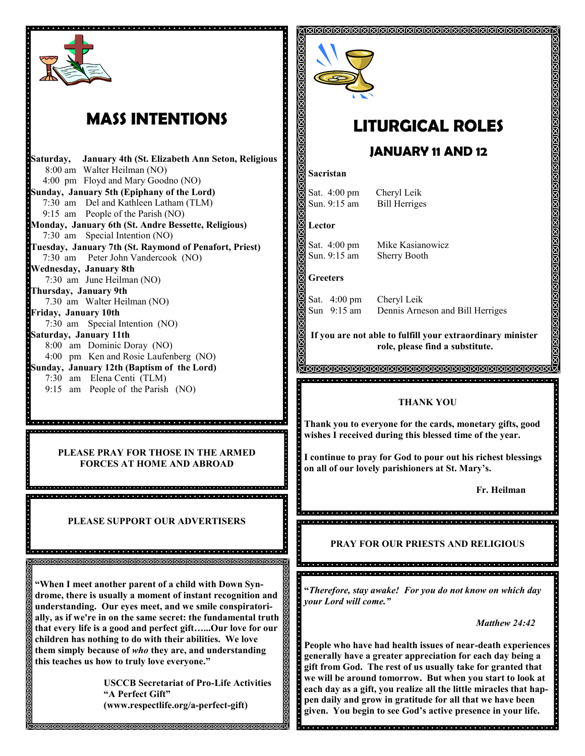# MASS INTENTIONS

**Saturday, January 4th (St. Elizabeth Ann Seton, Religious**
8:00 am Walter Heilman (NO)
4:00 pm Floyd and Mary Goodno (NO)

**Sunday, January 5th (Epiphany of the Lord)**
7:30 am Del and Kathleen Latham (TLM)
9:15 am People of the Parish (NO)

**Monday, January 6th (St. Andre Bessette, Religious)**
7:30 am Special Intention (NO)

**Tuesday, January 7th (St. Raymond of Penafort, Priest)**
7:30 am Peter John Vandercook (NO)

**Wednesday, January 8th**
7:30 am June Heilman (NO)

**Thursday, January 9th**
7.30 am Walter Heilman (NO)

**Friday, January 10th**
7:30 am Special Intention (NO)

**Saturday, January 11th**
8:00 am Dominic Doray (NO)
4:00 pm Ken and Rosie Laufenberg (NO)

**Sunday, January 12th (Baptism of the Lord)**
7:30 am Elena Centi (TLM)
9:15 am People of the Parish (NO)

**PLEASE PRAY FOR THOSE IN THE ARMED FORCES AT HOME AND ABROAD**

**PLEASE SUPPORT OUR ADVERTISERS**

**"When I meet another parent of a child with Down Syndrome, there is usually a moment of instant recognition and understanding. Our eyes meet, and we smile conspiratorially, as if we're in on the same secret: the fundamental truth that every life is a good and perfect gift…...Our love for our children has nothing to do with their abilities. We love them simply because of *who* they are, and understanding this teaches us how to truly love everyone."**

**USCCB Secretariat of Pro-Life Activities**
**"A Perfect Gift"**
**(www.respectlife.org/a-perfect-gift)**

# LITURGICAL ROLES

## JANUARY 11 AND 12

**Sacristan**

Sat. 4:00 pm Cheryl Leik
Sun. 9:15 am Bill Herriges

**Lector**

Sat. 4:00 pm Mike Kasianowicz
Sun. 9:15 am Sherry Booth

**Greeters**

Sat. 4:00 pm Cheryl Leik
Sun 9:15 am Dennis Arneson and Bill Herriges

**If you are not able to fulfill your extraordinary minister role, please find a substitute.**

**THANK YOU**

**Thank you to everyone for the cards, monetary gifts, good wishes I received during this blessed time of the year.**

**I continue to pray for God to pour out his richest blessings on all of our lovely parishioners at St. Mary's.**

**Fr. Heilman**

**PRAY FOR OUR PRIESTS AND RELIGIOUS**

**"*Therefore, stay awake! For you do not know on which day your Lord will come."***

***Matthew 24:42***

**People who have had health issues of near-death experiences generally have a greater appreciation for each day being a gift from God. The rest of us usually take for granted that we will be around tomorrow. But when you start to look at each day as a gift, you realize all the little miracles that happen daily and grow in gratitude for all that we have been given. You begin to see God's active presence in your life.**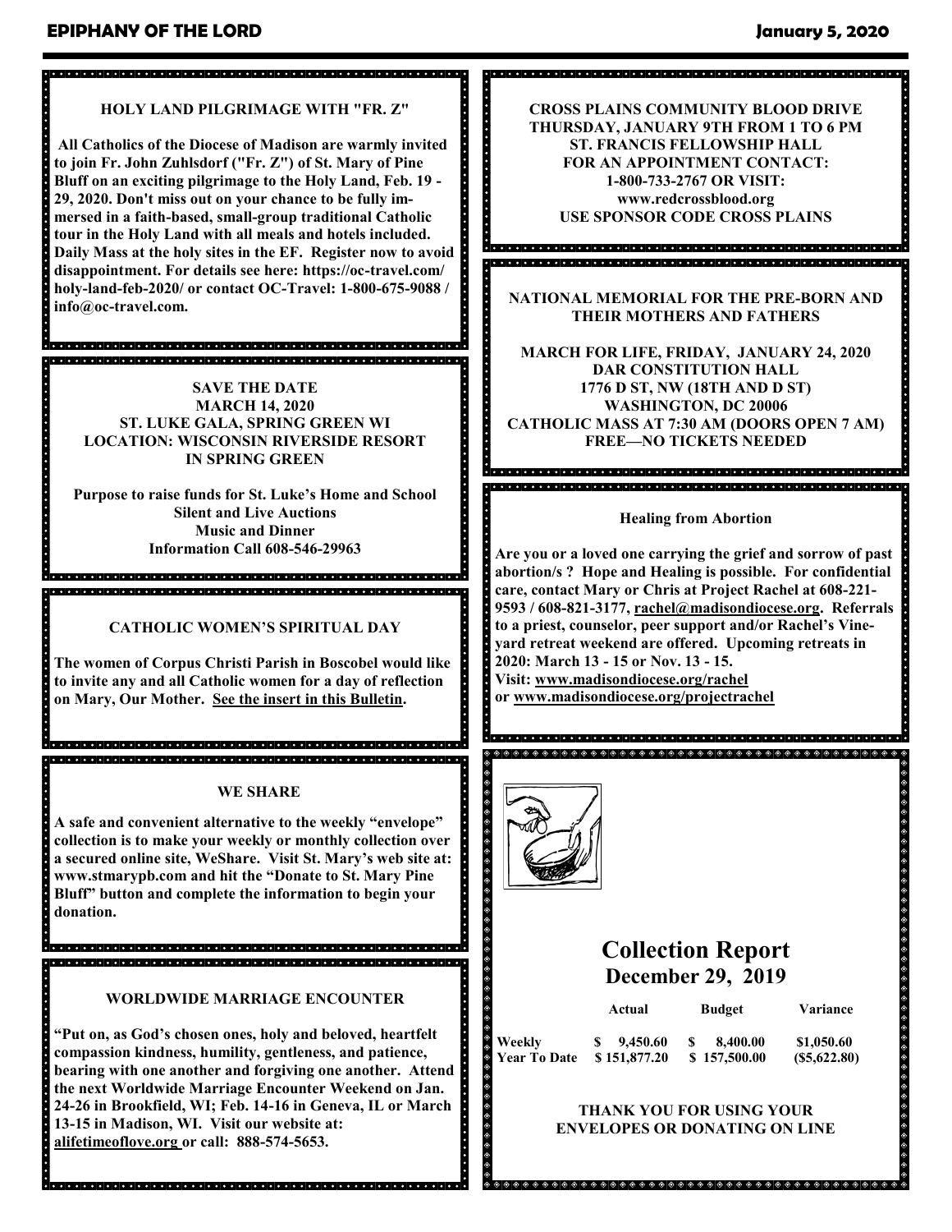## HOLY LAND PILGRIMAGE WITH "FR. Z"

**All Catholics of the Diocese of Madison are warmly invited to join Fr. John Zuhlsdorf ("Fr. Z") of St. Mary of Pine Bluff on an exciting pilgrimage to the Holy Land, Feb. 19 - 29, 2020. Don't miss out on your chance to be fully immersed in a faith-based, small-group traditional Catholic tour in the Holy Land with all meals and hotels included. Daily Mass at the holy sites in the EF. Register now to avoid disappointment. For details see here: https://oc-travel.com/holy-land-feb-2020/ or contact OC-Travel: 1-800-675-9088 / info@oc-travel.com.**

## SAVE THE DATE

**MARCH 14, 2020**
**ST. LUKE GALA, SPRING GREEN WI**
**LOCATION: WISCONSIN RIVERSIDE RESORT IN SPRING GREEN**

**Purpose to raise funds for St. Luke's Home and School**
**Silent and Live Auctions**
**Music and Dinner**
**Information Call 608-546-29963**

## CATHOLIC WOMEN'S SPIRITUAL DAY

**The women of Corpus Christi Parish in Boscobel would like to invite any and all Catholic women for a day of reflection on Mary, Our Mother. See the insert in this Bulletin.**

## WE SHARE

**A safe and convenient alternative to the weekly "envelope" collection is to make your weekly or monthly collection over a secured online site, WeShare. Visit St. Mary's web site at: www.stmarypb.com and hit the "Donate to St. Mary Pine Bluff" button and complete the information to begin your donation.**

## WORLDWIDE MARRIAGE ENCOUNTER

**"Put on, as God's chosen ones, holy and beloved, heartfelt compassion kindness, humility, gentleness, and patience, bearing with one another and forgiving one another. Attend the next Worldwide Marriage Encounter Weekend on Jan. 24-26 in Brookfield, WI; Feb. 14-16 in Geneva, IL or March 13-15 in Madison, WI. Visit our website at: alifetimeoflove.org or call: 888-574-5653.**

## CROSS PLAINS COMMUNITY BLOOD DRIVE

**THURSDAY, JANUARY 9TH FROM 1 TO 6 PM**
**ST. FRANCIS FELLOWSHIP HALL**
**FOR AN APPOINTMENT CONTACT:**
**1-800-733-2767 OR VISIT:**
**www.redcrossblood.org**
**USE SPONSOR CODE CROSS PLAINS**

## NATIONAL MEMORIAL FOR THE PRE-BORN AND THEIR MOTHERS AND FATHERS

**MARCH FOR LIFE, FRIDAY, JANUARY 24, 2020**
**DAR CONSTITUTION HALL**
**1776 D ST, NW (18TH AND D ST)**
**WASHINGTON, DC 20006**
**CATHOLIC MASS AT 7:30 AM (DOORS OPEN 7 AM)**
**FREE—NO TICKETS NEEDED**

## Healing from Abortion

**Are you or a loved one carrying the grief and sorrow of past abortion/s ? Hope and Healing is possible. For confidential care, contact Mary or Chris at Project Rachel at 608-221-9593 / 608-821-3177, rachel@madisondiocese.org. Referrals to a priest, counselor, peer support and/or Rachel's Vineyard retreat weekend are offered. Upcoming retreats in 2020: March 13 - 15 or Nov. 13 - 15.**
**Visit: www.madisondiocese.org/rachel**
**or www.madisondiocese.org/projectrachel**

## Collection Report

### December 29, 2019

| | Actual | Budget | Variance |
|---|---|---|---|
| Weekly | $ 9,450.60 | $ 8,400.00 | $1,050.60 |
| Year To Date | $ 151,877.20 | $ 157,500.00 | ($5,622.80) |

**THANK YOU FOR USING YOUR ENVELOPES OR DONATING ON LINE**